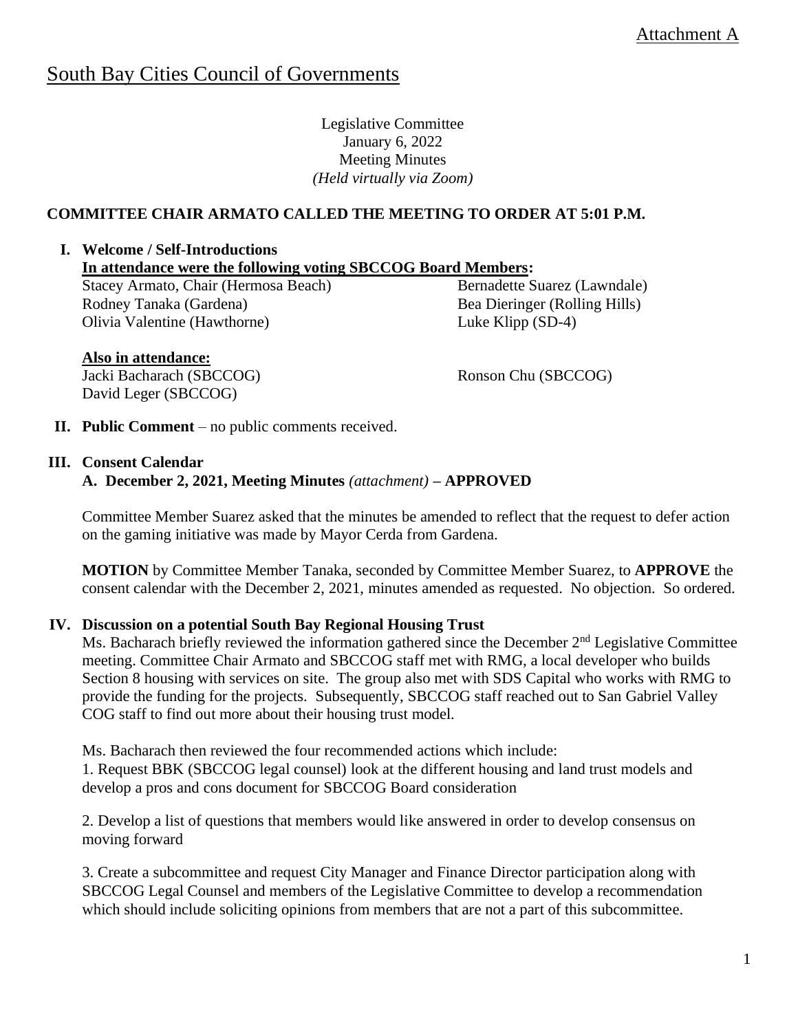Attachment A

# South Bay Cities Council of Governments

Legislative Committee
January 6, 2022
Meeting Minutes
*(Held virtually via Zoom)*

**COMMITTEE CHAIR ARMATO CALLED THE MEETING TO ORDER AT 5:01 P.M.**

## I. Welcome / Self-Introductions

**In attendance were the following voting SBCCOG Board Members:**

Stacey Armato, Chair (Hermosa Beach)
Rodney Tanaka (Gardena)
Olivia Valentine (Hawthorne)
Bernadette Suarez (Lawndale)
Bea Dieringer (Rolling Hills)
Luke Klipp (SD-4)

**Also in attendance:**

Jacki Bacharach (SBCCOG)
David Leger (SBCCOG)
Ronson Chu (SBCCOG)

## II. Public Comment – no public comments received.

## III. Consent Calendar

**A. December 2, 2021, Meeting Minutes** *(attachment)* **– APPROVED**

Committee Member Suarez asked that the minutes be amended to reflect that the request to defer action on the gaming initiative was made by Mayor Cerda from Gardena.

**MOTION** by Committee Member Tanaka, seconded by Committee Member Suarez, to **APPROVE** the consent calendar with the December 2, 2021, minutes amended as requested. No objection. So ordered.

## IV. Discussion on a potential South Bay Regional Housing Trust

Ms. Bacharach briefly reviewed the information gathered since the December 2nd Legislative Committee meeting. Committee Chair Armato and SBCCOG staff met with RMG, a local developer who builds Section 8 housing with services on site. The group also met with SDS Capital who works with RMG to provide the funding for the projects. Subsequently, SBCCOG staff reached out to San Gabriel Valley COG staff to find out more about their housing trust model.

Ms. Bacharach then reviewed the four recommended actions which include:

1. Request BBK (SBCCOG legal counsel) look at the different housing and land trust models and develop a pros and cons document for SBCCOG Board consideration

2. Develop a list of questions that members would like answered in order to develop consensus on moving forward

3. Create a subcommittee and request City Manager and Finance Director participation along with SBCCOG Legal Counsel and members of the Legislative Committee to develop a recommendation which should include soliciting opinions from members that are not a part of this subcommittee.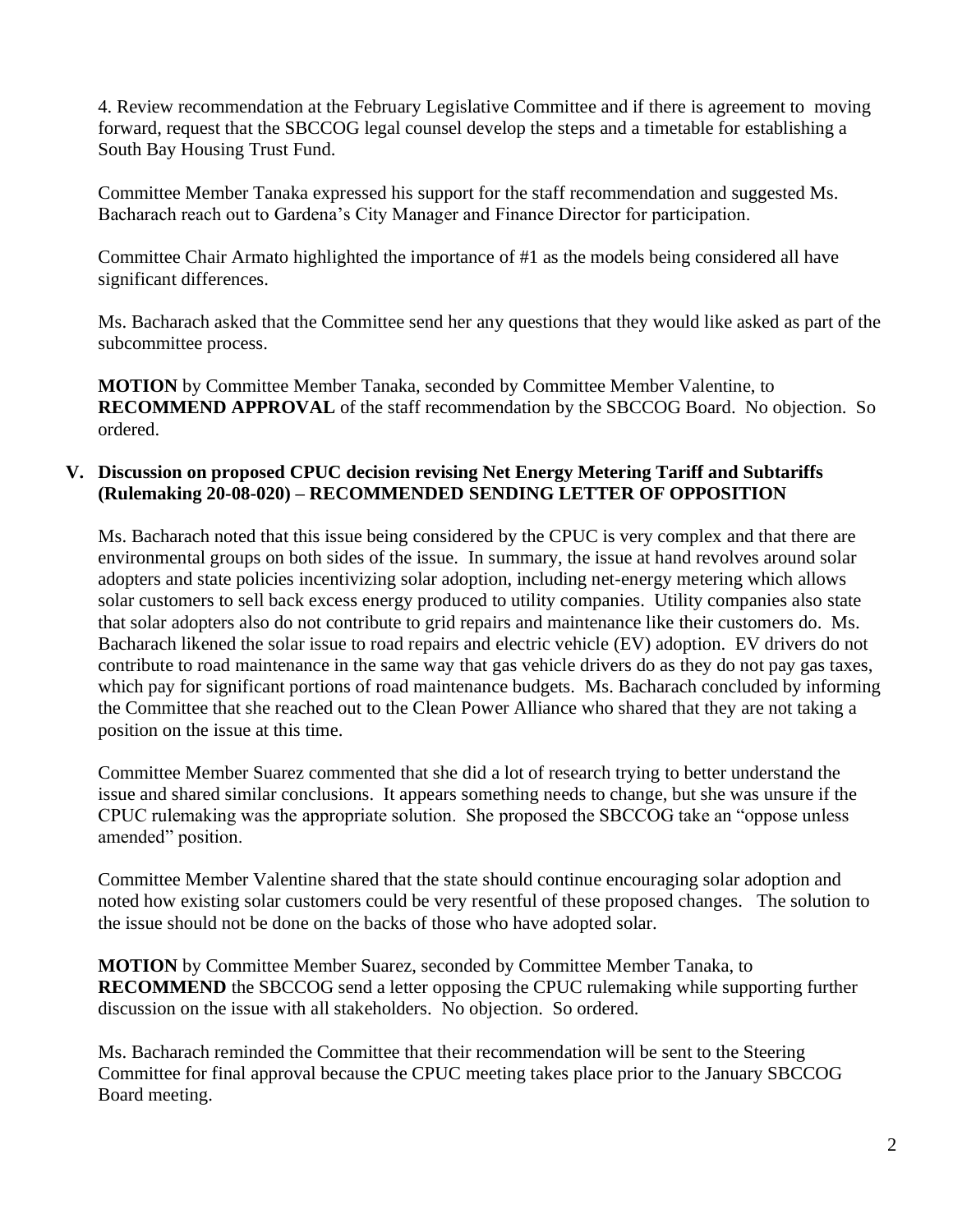4. Review recommendation at the February Legislative Committee and if there is agreement to moving forward, request that the SBCCOG legal counsel develop the steps and a timetable for establishing a South Bay Housing Trust Fund.

Committee Member Tanaka expressed his support for the staff recommendation and suggested Ms. Bacharach reach out to Gardena's City Manager and Finance Director for participation.

Committee Chair Armato highlighted the importance of #1 as the models being considered all have significant differences.

Ms. Bacharach asked that the Committee send her any questions that they would like asked as part of the subcommittee process.

**MOTION** by Committee Member Tanaka, seconded by Committee Member Valentine, to **RECOMMEND APPROVAL** of the staff recommendation by the SBCCOG Board. No objection. So ordered.

## V. Discussion on proposed CPUC decision revising Net Energy Metering Tariff and Subtariffs (Rulemaking 20-08-020) – RECOMMENDED SENDING LETTER OF OPPOSITION

Ms. Bacharach noted that this issue being considered by the CPUC is very complex and that there are environmental groups on both sides of the issue. In summary, the issue at hand revolves around solar adopters and state policies incentivizing solar adoption, including net-energy metering which allows solar customers to sell back excess energy produced to utility companies. Utility companies also state that solar adopters also do not contribute to grid repairs and maintenance like their customers do. Ms. Bacharach likened the solar issue to road repairs and electric vehicle (EV) adoption. EV drivers do not contribute to road maintenance in the same way that gas vehicle drivers do as they do not pay gas taxes, which pay for significant portions of road maintenance budgets. Ms. Bacharach concluded by informing the Committee that she reached out to the Clean Power Alliance who shared that they are not taking a position on the issue at this time.

Committee Member Suarez commented that she did a lot of research trying to better understand the issue and shared similar conclusions. It appears something needs to change, but she was unsure if the CPUC rulemaking was the appropriate solution. She proposed the SBCCOG take an "oppose unless amended" position.

Committee Member Valentine shared that the state should continue encouraging solar adoption and noted how existing solar customers could be very resentful of these proposed changes. The solution to the issue should not be done on the backs of those who have adopted solar.

**MOTION** by Committee Member Suarez, seconded by Committee Member Tanaka, to **RECOMMEND** the SBCCOG send a letter opposing the CPUC rulemaking while supporting further discussion on the issue with all stakeholders. No objection. So ordered.

Ms. Bacharach reminded the Committee that their recommendation will be sent to the Steering Committee for final approval because the CPUC meeting takes place prior to the January SBCCOG Board meeting.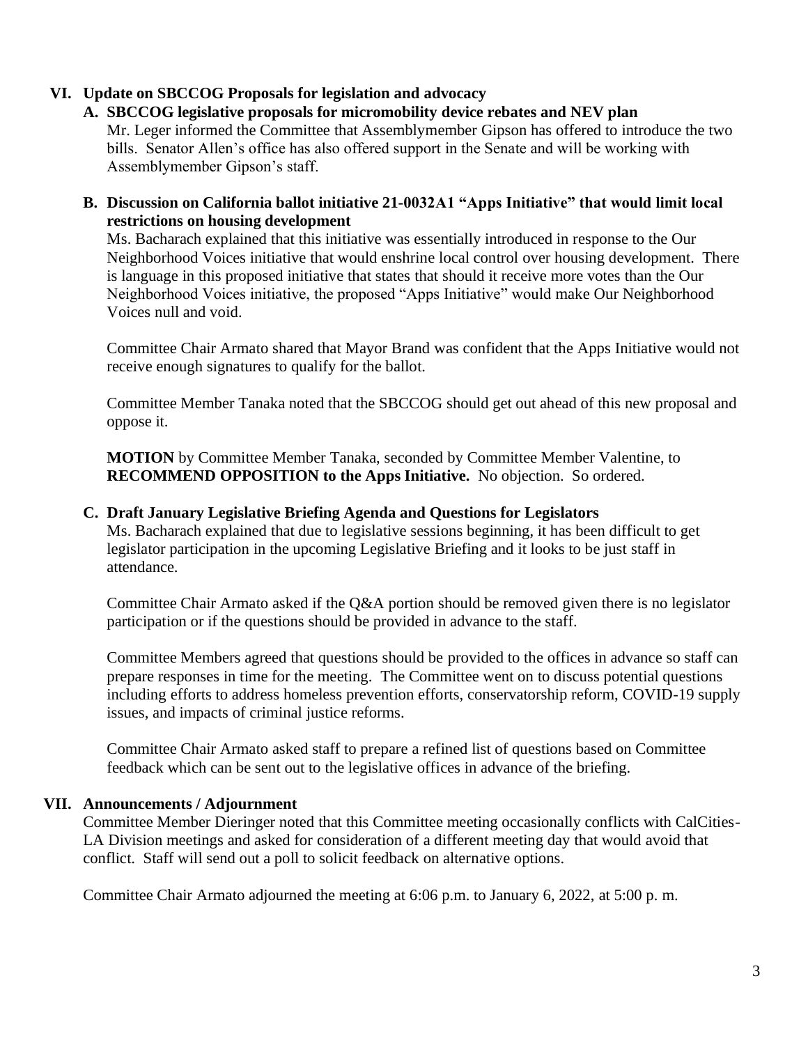## VI. Update on SBCCOG Proposals for legislation and advocacy

### A. SBCCOG legislative proposals for micromobility device rebates and NEV plan

Mr. Leger informed the Committee that Assemblymember Gipson has offered to introduce the two bills. Senator Allen's office has also offered support in the Senate and will be working with Assemblymember Gipson's staff.

### B. Discussion on California ballot initiative 21-0032A1 "Apps Initiative" that would limit local restrictions on housing development

Ms. Bacharach explained that this initiative was essentially introduced in response to the Our Neighborhood Voices initiative that would enshrine local control over housing development. There is language in this proposed initiative that states that should it receive more votes than the Our Neighborhood Voices initiative, the proposed "Apps Initiative" would make Our Neighborhood Voices null and void.

Committee Chair Armato shared that Mayor Brand was confident that the Apps Initiative would not receive enough signatures to qualify for the ballot.

Committee Member Tanaka noted that the SBCCOG should get out ahead of this new proposal and oppose it.

**MOTION** by Committee Member Tanaka, seconded by Committee Member Valentine, to **RECOMMEND OPPOSITION to the Apps Initiative.** No objection. So ordered.

### C. Draft January Legislative Briefing Agenda and Questions for Legislators

Ms. Bacharach explained that due to legislative sessions beginning, it has been difficult to get legislator participation in the upcoming Legislative Briefing and it looks to be just staff in attendance.

Committee Chair Armato asked if the Q&A portion should be removed given there is no legislator participation or if the questions should be provided in advance to the staff.

Committee Members agreed that questions should be provided to the offices in advance so staff can prepare responses in time for the meeting. The Committee went on to discuss potential questions including efforts to address homeless prevention efforts, conservatorship reform, COVID-19 supply issues, and impacts of criminal justice reforms.

Committee Chair Armato asked staff to prepare a refined list of questions based on Committee feedback which can be sent out to the legislative offices in advance of the briefing.

## VII. Announcements / Adjournment

Committee Member Dieringer noted that this Committee meeting occasionally conflicts with CalCities-LA Division meetings and asked for consideration of a different meeting day that would avoid that conflict. Staff will send out a poll to solicit feedback on alternative options.

Committee Chair Armato adjourned the meeting at 6:06 p.m. to January 6, 2022, at 5:00 p. m.